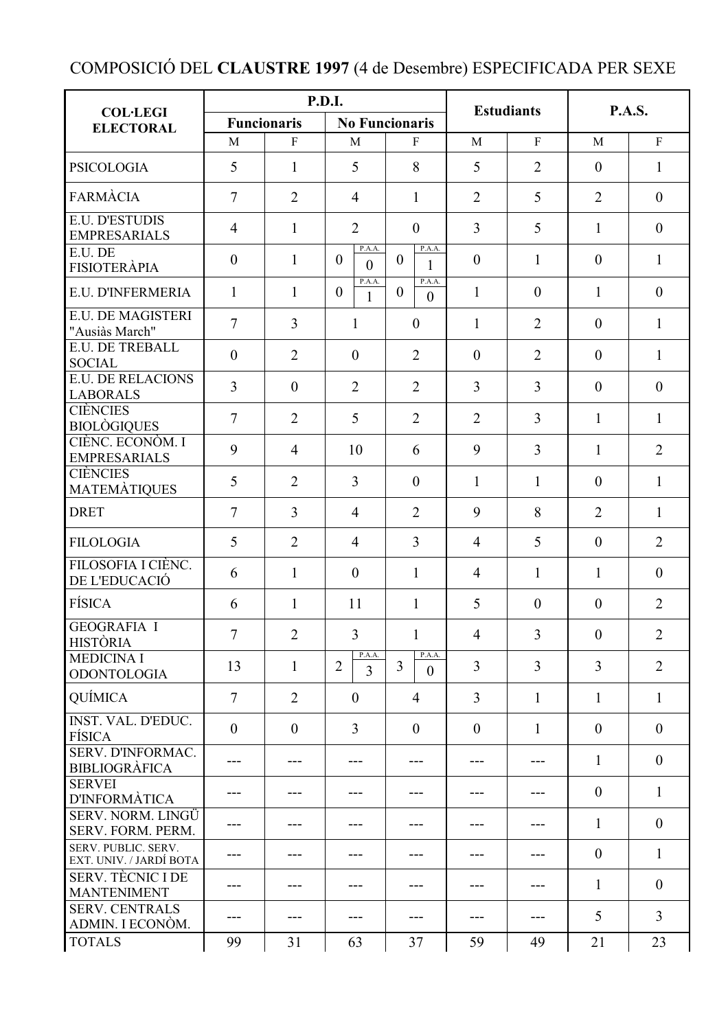COMPOSICIÓ DEL **CLAUSTRE 1997** (4 de Desembre) ESPECIFICADA PER SEXE

| COL·LEGI ELECTORAL | P.D.I. | | | | Estudiants | | P.A.S. | |
|---|---|---|---|---|---|---|---|---|
| | Funcionaris | | No Funcionaris | | | | | |
| | M | F | M | F | M | F | M | F |
| PSICOLOGIA | 5 | 1 | 5 | 8 | 5 | 2 | 0 | 1 |
| FARMÀCIA | 7 | 2 | 4 | 1 | 2 | 5 | 2 | 0 |
| E.U. D'ESTUDIS EMPRESARIALS | 4 | 1 | 2 | 0 | 3 | 5 | 1 | 0 |
| E.U. DE FISIOTERÀPIA | 0 | 1 | 0 (P.A.A. 0) | 0 (P.A.A. 1) | 0 | 1 | 0 | 1 |
| E.U. D'INFERMERIA | 1 | 1 | 0 (P.A.A. 1) | 0 (P.A.A. 0) | 1 | 0 | 1 | 0 |
| E.U. DE MAGISTERI "Ausiàs March" | 7 | 3 | 1 | 0 | 1 | 2 | 0 | 1 |
| E.U. DE TREBALL SOCIAL | 0 | 2 | 0 | 2 | 0 | 2 | 0 | 1 |
| E.U. DE RELACIONS LABORALS | 3 | 0 | 2 | 2 | 3 | 3 | 0 | 0 |
| CIÈNCIES BIOLÒGIQUES | 7 | 2 | 5 | 2 | 2 | 3 | 1 | 1 |
| CIÈNC. ECONÒM. I EMPRESARIALS | 9 | 4 | 10 | 6 | 9 | 3 | 1 | 2 |
| CIÈNCIES MATEMÀTIQUES | 5 | 2 | 3 | 0 | 1 | 1 | 0 | 1 |
| DRET | 7 | 3 | 4 | 2 | 9 | 8 | 2 | 1 |
| FILOLOGIA | 5 | 2 | 4 | 3 | 4 | 5 | 0 | 2 |
| FILOSOFIA I CIÈNC. DE L'EDUCACIÓ | 6 | 1 | 0 | 1 | 4 | 1 | 1 | 0 |
| FÍSICA | 6 | 1 | 11 | 1 | 5 | 0 | 0 | 2 |
| GEOGRAFIA I HISTÒRIA | 7 | 2 | 3 | 1 | 4 | 3 | 0 | 2 |
| MEDICINA I ODONTOLOGIA | 13 | 1 | 2 (P.A.A. 3) | 3 (P.A.A. 0) | 3 | 3 | 3 | 2 |
| QUÍMICA | 7 | 2 | 0 | 4 | 3 | 1 | 1 | 1 |
| INST. VAL. D'EDUC. FÍSICA | 0 | 0 | 3 | 0 | 0 | 1 | 0 | 0 |
| SERV. D'INFORMAC. BIBLIOGRÀFICA | --- | --- | --- | --- | --- | --- | 1 | 0 |
| SERVEI D'INFORMÀTICA | --- | --- | --- | --- | --- | --- | 0 | 1 |
| SERV. NORM. LINGÜ SERV. FORM. PERM. | --- | --- | --- | --- | --- | --- | 1 | 0 |
| SERV. PUBLIC. SERV. EXT. UNIV. / JARDÍ BOTA | --- | --- | --- | --- | --- | --- | 0 | 1 |
| SERV. TÈCNIC I DE MANTENIMENT | --- | --- | --- | --- | --- | --- | 1 | 0 |
| SERV. CENTRALS ADMIN. I ECONÒM. | --- | --- | --- | --- | --- | --- | 5 | 3 |
| TOTALS | 99 | 31 | 63 | 37 | 59 | 49 | 21 | 23 |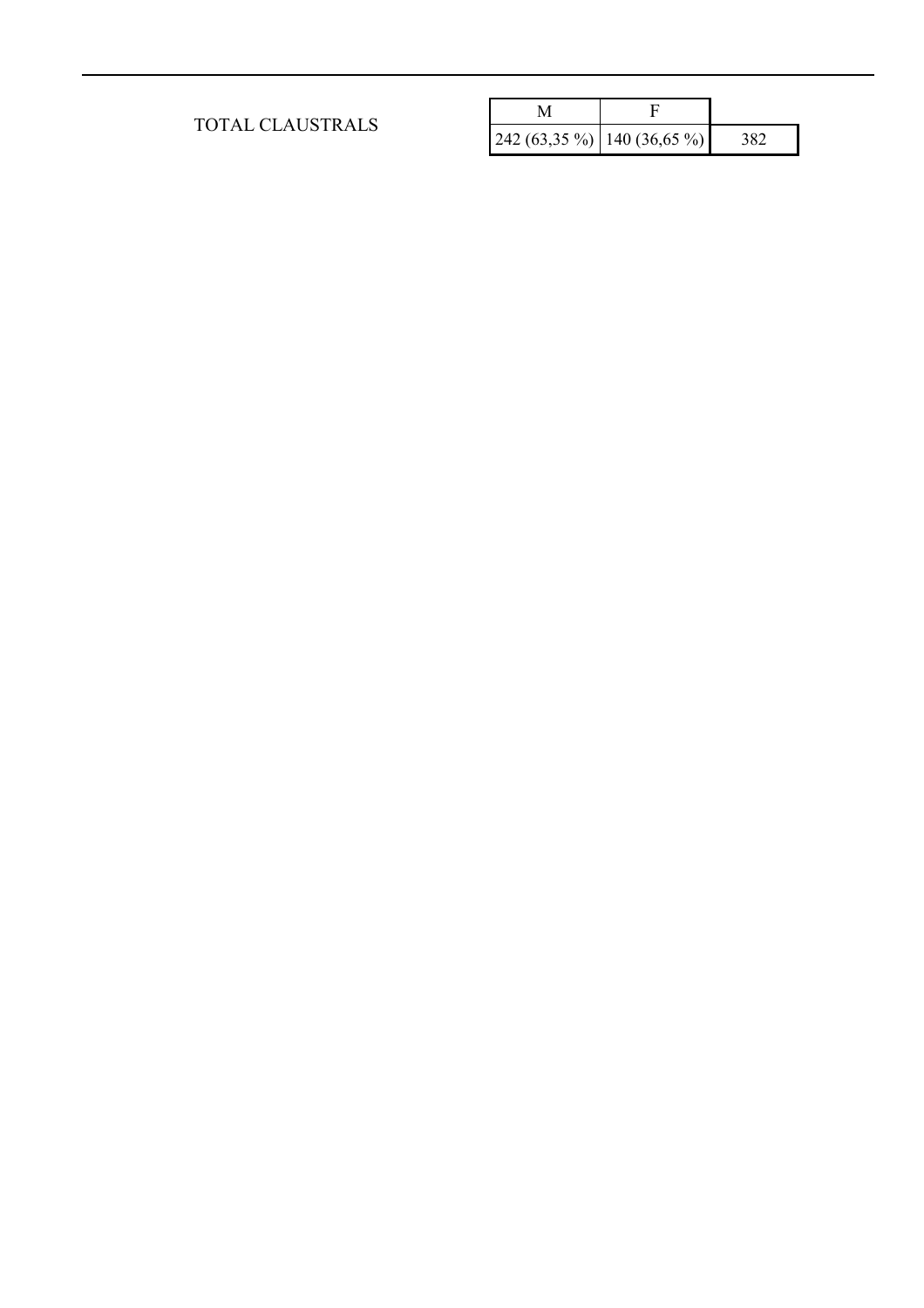| | M | F | |
|---|---|---|---|
| TOTAL CLAUSTRALS | 242 (63,35 %) | 140 (36,65 %) | 382 |